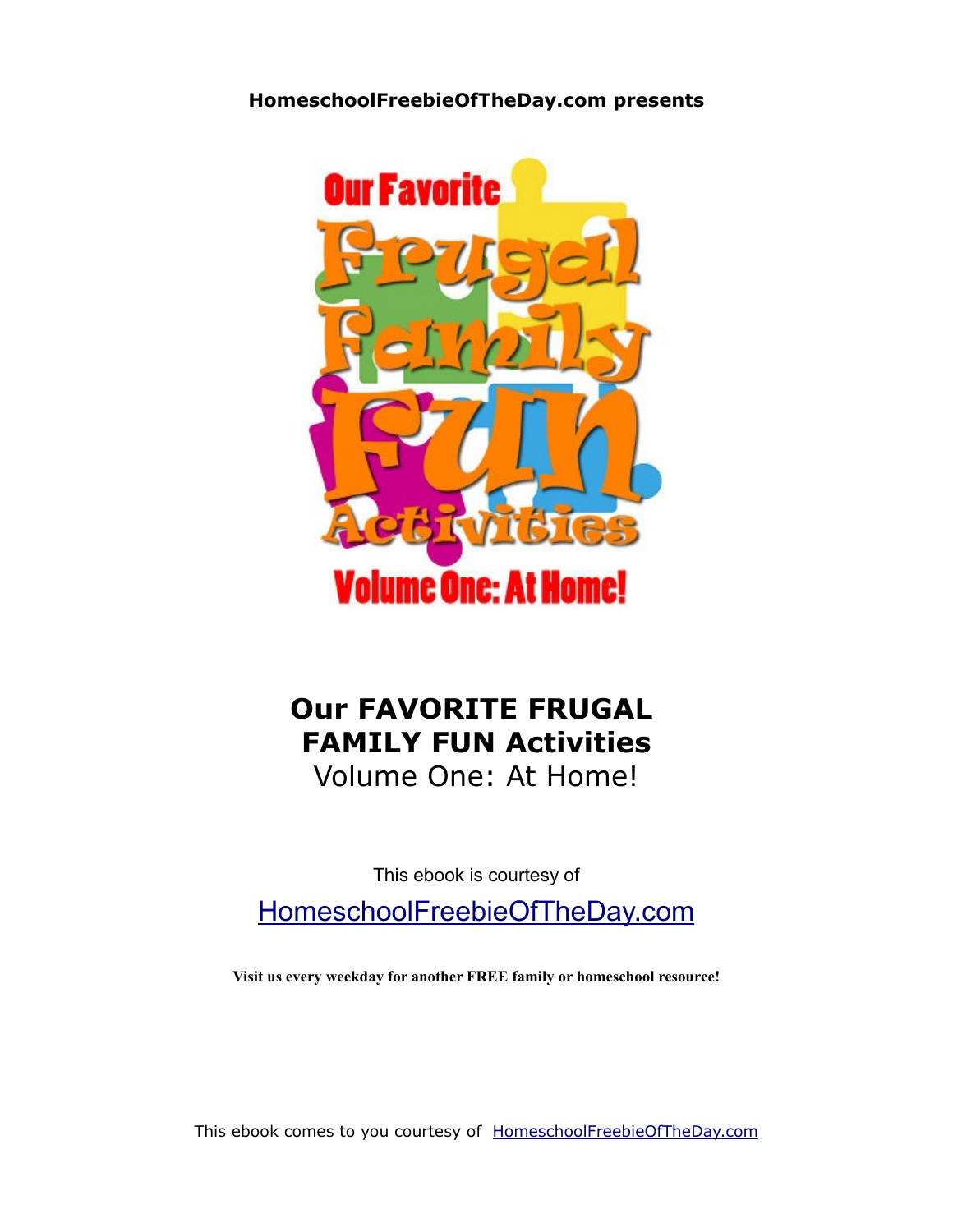**HomeschoolFreebieOfTheDay.com presents**

Our Favorite Frugal Family Fun Activities

Volume One: At Home!

# Our FAVORITE FRUGAL FAMILY FUN Activities

Volume One: At Home!

This ebook is courtesy of

HomeschoolFreebieOfTheDay.com

**Visit us every weekday for another FREE family or homeschool resource!**

This ebook comes to you courtesy of HomeschoolFreebieOfTheDay.com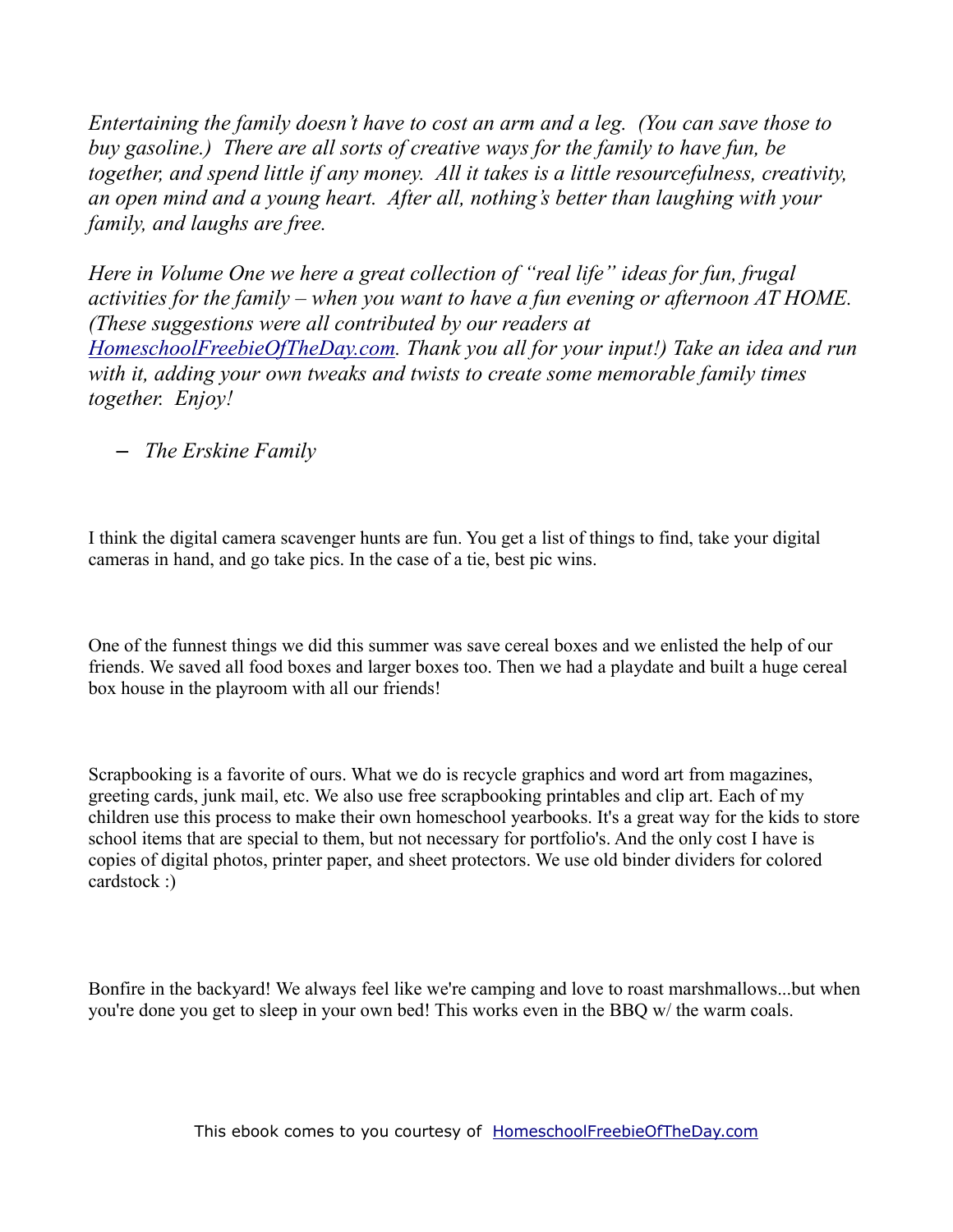*Entertaining the family doesn't have to cost an arm and a leg. (You can save those to buy gasoline.) There are all sorts of creative ways for the family to have fun, be together, and spend little if any money. All it takes is a little resourcefulness, creativity, an open mind and a young heart. After all, nothing's better than laughing with your family, and laughs are free.*

*Here in Volume One we here a great collection of "real life" ideas for fun, frugal activities for the family – when you want to have a fun evening or afternoon AT HOME. (These suggestions were all contributed by our readers at [HomeschoolFreebieOfTheDay.com](HomeschoolFreebieOfTheDay.com). Thank you all for your input!) Take an idea and run with it, adding your own tweaks and twists to create some memorable family times together. Enjoy!*

– *The Erskine Family*

I think the digital camera scavenger hunts are fun. You get a list of things to find, take your digital cameras in hand, and go take pics. In the case of a tie, best pic wins.

One of the funnest things we did this summer was save cereal boxes and we enlisted the help of our friends. We saved all food boxes and larger boxes too. Then we had a playdate and built a huge cereal box house in the playroom with all our friends!

Scrapbooking is a favorite of ours. What we do is recycle graphics and word art from magazines, greeting cards, junk mail, etc. We also use free scrapbooking printables and clip art. Each of my children use this process to make their own homeschool yearbooks. It's a great way for the kids to store school items that are special to them, but not necessary for portfolio's. And the only cost I have is copies of digital photos, printer paper, and sheet protectors. We use old binder dividers for colored cardstock :)

Bonfire in the backyard! We always feel like we're camping and love to roast marshmallows...but when you're done you get to sleep in your own bed! This works even in the BBQ w/ the warm coals.

This ebook comes to you courtesy of [HomeschoolFreebieOfTheDay.com](HomeschoolFreebieOfTheDay.com)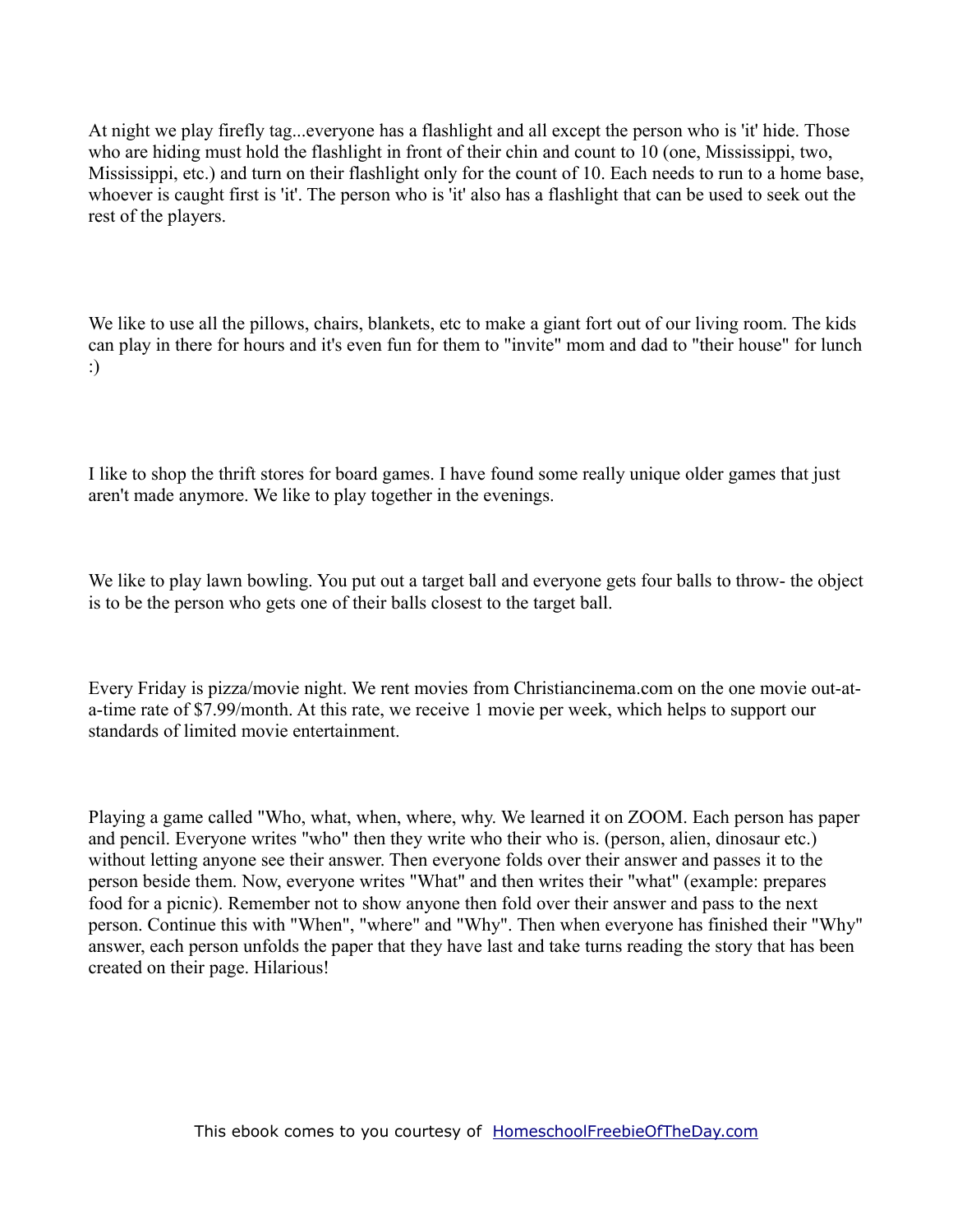At night we play firefly tag...everyone has a flashlight and all except the person who is 'it' hide. Those who are hiding must hold the flashlight in front of their chin and count to 10 (one, Mississippi, two, Mississippi, etc.) and turn on their flashlight only for the count of 10. Each needs to run to a home base, whoever is caught first is 'it'. The person who is 'it' also has a flashlight that can be used to seek out the rest of the players.

We like to use all the pillows, chairs, blankets, etc to make a giant fort out of our living room. The kids can play in there for hours and it's even fun for them to "invite" mom and dad to "their house" for lunch :)

I like to shop the thrift stores for board games. I have found some really unique older games that just aren't made anymore. We like to play together in the evenings.

We like to play lawn bowling. You put out a target ball and everyone gets four balls to throw- the object is to be the person who gets one of their balls closest to the target ball.

Every Friday is pizza/movie night. We rent movies from Christiancinema.com on the one movie out-at-a-time rate of $7.99/month. At this rate, we receive 1 movie per week, which helps to support our standards of limited movie entertainment.

Playing a game called "Who, what, when, where, why. We learned it on ZOOM. Each person has paper and pencil. Everyone writes "who" then they write who their who is. (person, alien, dinosaur etc.) without letting anyone see their answer. Then everyone folds over their answer and passes it to the person beside them. Now, everyone writes "What" and then writes their "what" (example: prepares food for a picnic). Remember not to show anyone then fold over their answer and pass to the next person. Continue this with "When", "where" and "Why". Then when everyone has finished their "Why" answer, each person unfolds the paper that they have last and take turns reading the story that has been created on their page. Hilarious!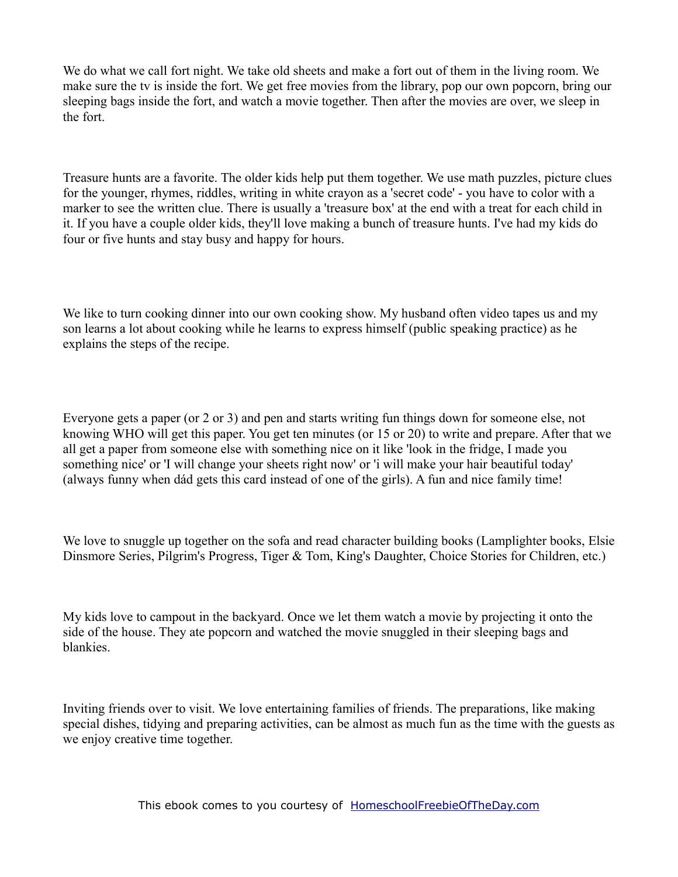We do what we call fort night. We take old sheets and make a fort out of them in the living room. We make sure the tv is inside the fort. We get free movies from the library, pop our own popcorn, bring our sleeping bags inside the fort, and watch a movie together. Then after the movies are over, we sleep in the fort.

Treasure hunts are a favorite. The older kids help put them together. We use math puzzles, picture clues for the younger, rhymes, riddles, writing in white crayon as a 'secret code' - you have to color with a marker to see the written clue. There is usually a 'treasure box' at the end with a treat for each child in it. If you have a couple older kids, they'll love making a bunch of treasure hunts. I've had my kids do four or five hunts and stay busy and happy for hours.

We like to turn cooking dinner into our own cooking show. My husband often video tapes us and my son learns a lot about cooking while he learns to express himself (public speaking practice) as he explains the steps of the recipe.

Everyone gets a paper (or 2 or 3) and pen and starts writing fun things down for someone else, not knowing WHO will get this paper. You get ten minutes (or 15 or 20) to write and prepare. After that we all get a paper from someone else with something nice on it like 'look in the fridge, I made you something nice' or 'I will change your sheets right now' or 'i will make your hair beautiful today' (always funny when dád gets this card instead of one of the girls). A fun and nice family time!

We love to snuggle up together on the sofa and read character building books (Lamplighter books, Elsie Dinsmore Series, Pilgrim's Progress, Tiger & Tom, King's Daughter, Choice Stories for Children, etc.)

My kids love to campout in the backyard. Once we let them watch a movie by projecting it onto the side of the house. They ate popcorn and watched the movie snuggled in their sleeping bags and blankies.

Inviting friends over to visit. We love entertaining families of friends. The preparations, like making special dishes, tidying and preparing activities, can be almost as much fun as the time with the guests as we enjoy creative time together.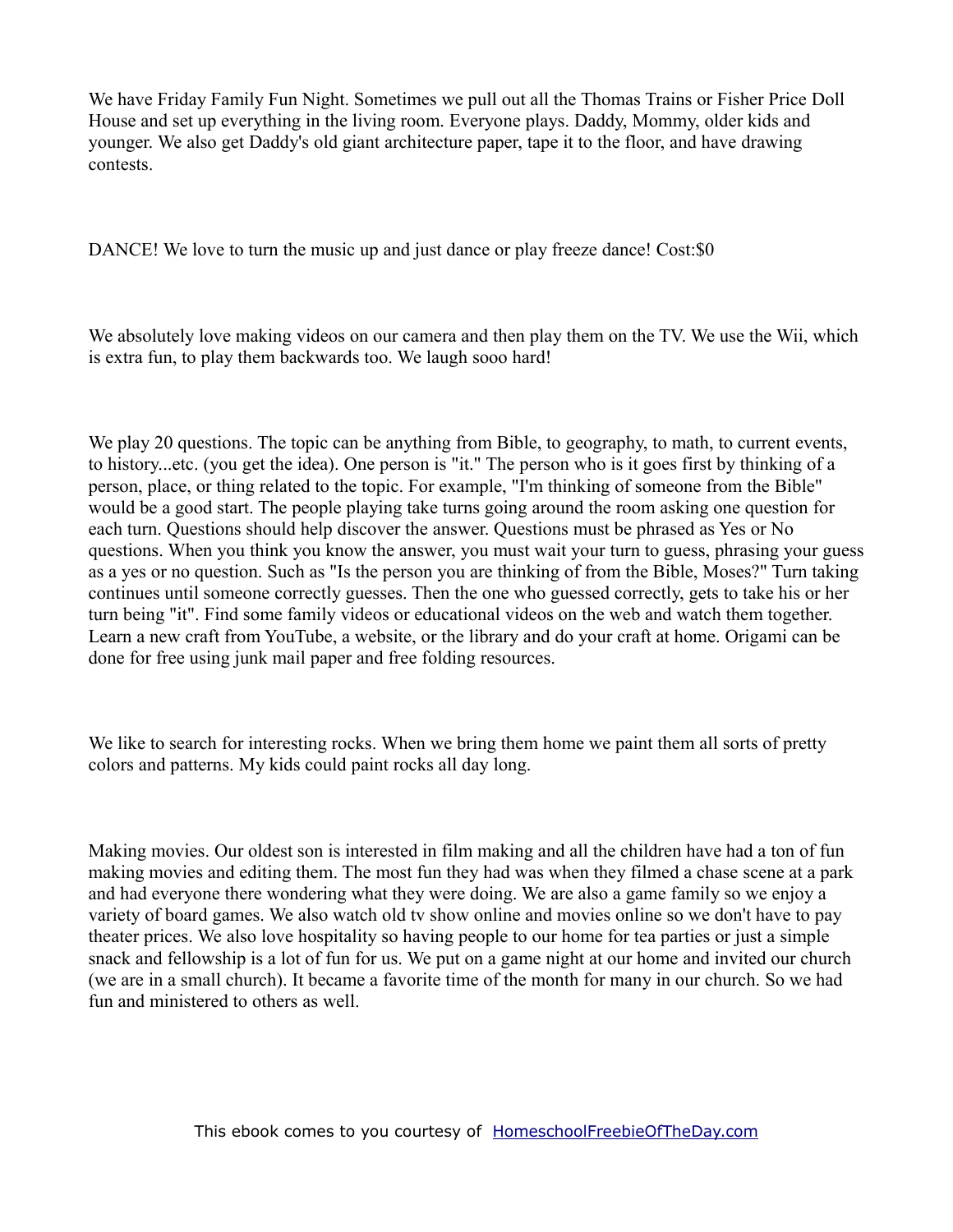We have Friday Family Fun Night. Sometimes we pull out all the Thomas Trains or Fisher Price Doll House and set up everything in the living room. Everyone plays. Daddy, Mommy, older kids and younger. We also get Daddy's old giant architecture paper, tape it to the floor, and have drawing contests.

DANCE! We love to turn the music up and just dance or play freeze dance! Cost:$0

We absolutely love making videos on our camera and then play them on the TV. We use the Wii, which is extra fun, to play them backwards too. We laugh sooo hard!

We play 20 questions. The topic can be anything from Bible, to geography, to math, to current events, to history...etc. (you get the idea). One person is "it." The person who is it goes first by thinking of a person, place, or thing related to the topic. For example, "I'm thinking of someone from the Bible" would be a good start. The people playing take turns going around the room asking one question for each turn. Questions should help discover the answer. Questions must be phrased as Yes or No questions. When you think you know the answer, you must wait your turn to guess, phrasing your guess as a yes or no question. Such as "Is the person you are thinking of from the Bible, Moses?" Turn taking continues until someone correctly guesses. Then the one who guessed correctly, gets to take his or her turn being "it". Find some family videos or educational videos on the web and watch them together. Learn a new craft from YouTube, a website, or the library and do your craft at home. Origami can be done for free using junk mail paper and free folding resources.

We like to search for interesting rocks. When we bring them home we paint them all sorts of pretty colors and patterns. My kids could paint rocks all day long.

Making movies. Our oldest son is interested in film making and all the children have had a ton of fun making movies and editing them. The most fun they had was when they filmed a chase scene at a park and had everyone there wondering what they were doing. We are also a game family so we enjoy a variety of board games. We also watch old tv show online and movies online so we don't have to pay theater prices. We also love hospitality so having people to our home for tea parties or just a simple snack and fellowship is a lot of fun for us. We put on a game night at our home and invited our church (we are in a small church). It became a favorite time of the month for many in our church. So we had fun and ministered to others as well.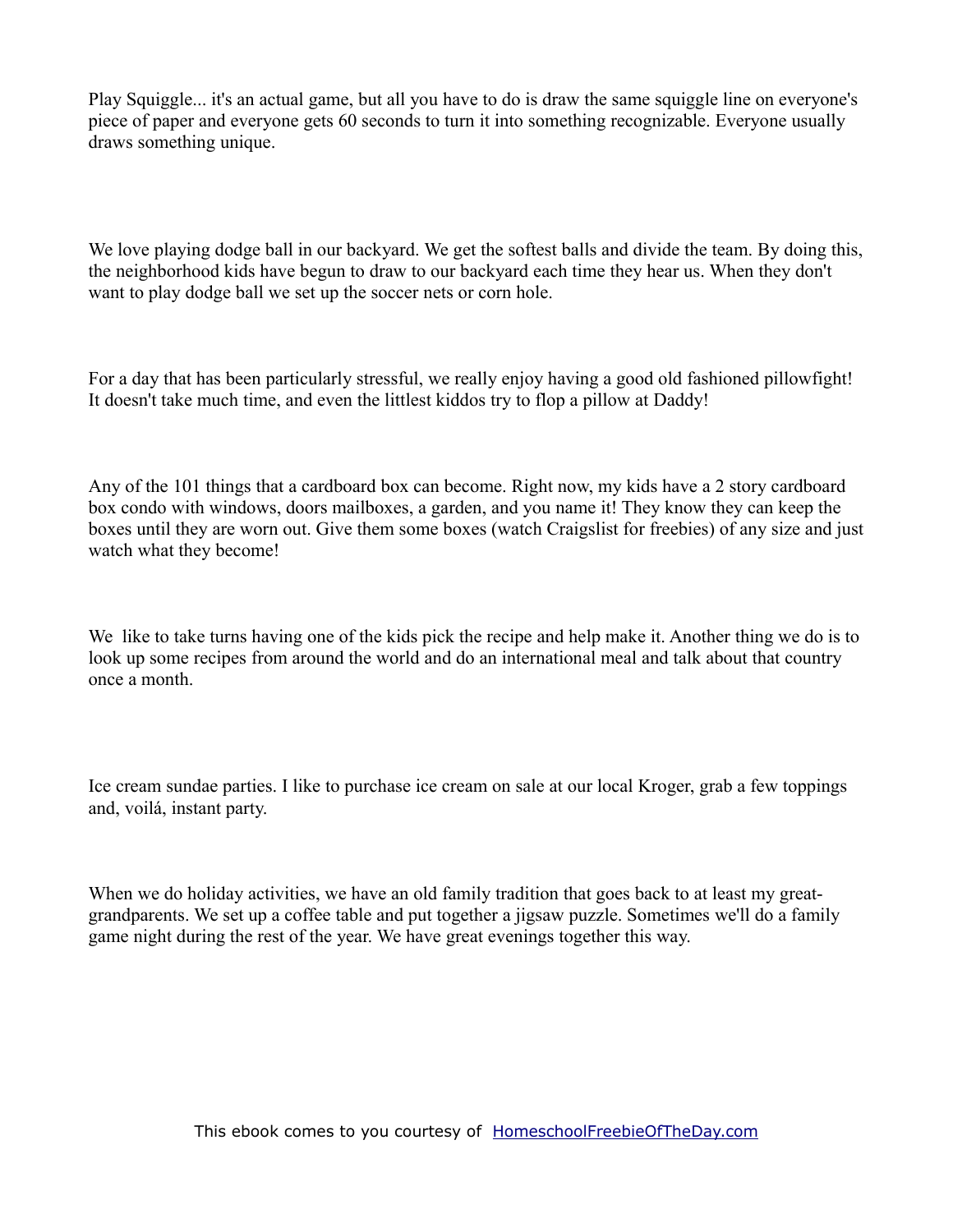Play Squiggle... it's an actual game, but all you have to do is draw the same squiggle line on everyone's piece of paper and everyone gets 60 seconds to turn it into something recognizable. Everyone usually draws something unique.

We love playing dodge ball in our backyard. We get the softest balls and divide the team. By doing this, the neighborhood kids have begun to draw to our backyard each time they hear us. When they don't want to play dodge ball we set up the soccer nets or corn hole.

For a day that has been particularly stressful, we really enjoy having a good old fashioned pillowfight! It doesn't take much time, and even the littlest kiddos try to flop a pillow at Daddy!

Any of the 101 things that a cardboard box can become. Right now, my kids have a 2 story cardboard box condo with windows, doors mailboxes, a garden, and you name it! They know they can keep the boxes until they are worn out. Give them some boxes (watch Craigslist for freebies) of any size and just watch what they become!

We like to take turns having one of the kids pick the recipe and help make it. Another thing we do is to look up some recipes from around the world and do an international meal and talk about that country once a month.

Ice cream sundae parties. I like to purchase ice cream on sale at our local Kroger, grab a few toppings and, voilá, instant party.

When we do holiday activities, we have an old family tradition that goes back to at least my great-grandparents. We set up a coffee table and put together a jigsaw puzzle. Sometimes we'll do a family game night during the rest of the year. We have great evenings together this way.

This ebook comes to you courtesy of [HomeschoolFreebieOfTheDay.com](http://HomeschoolFreebieOfTheDay.com)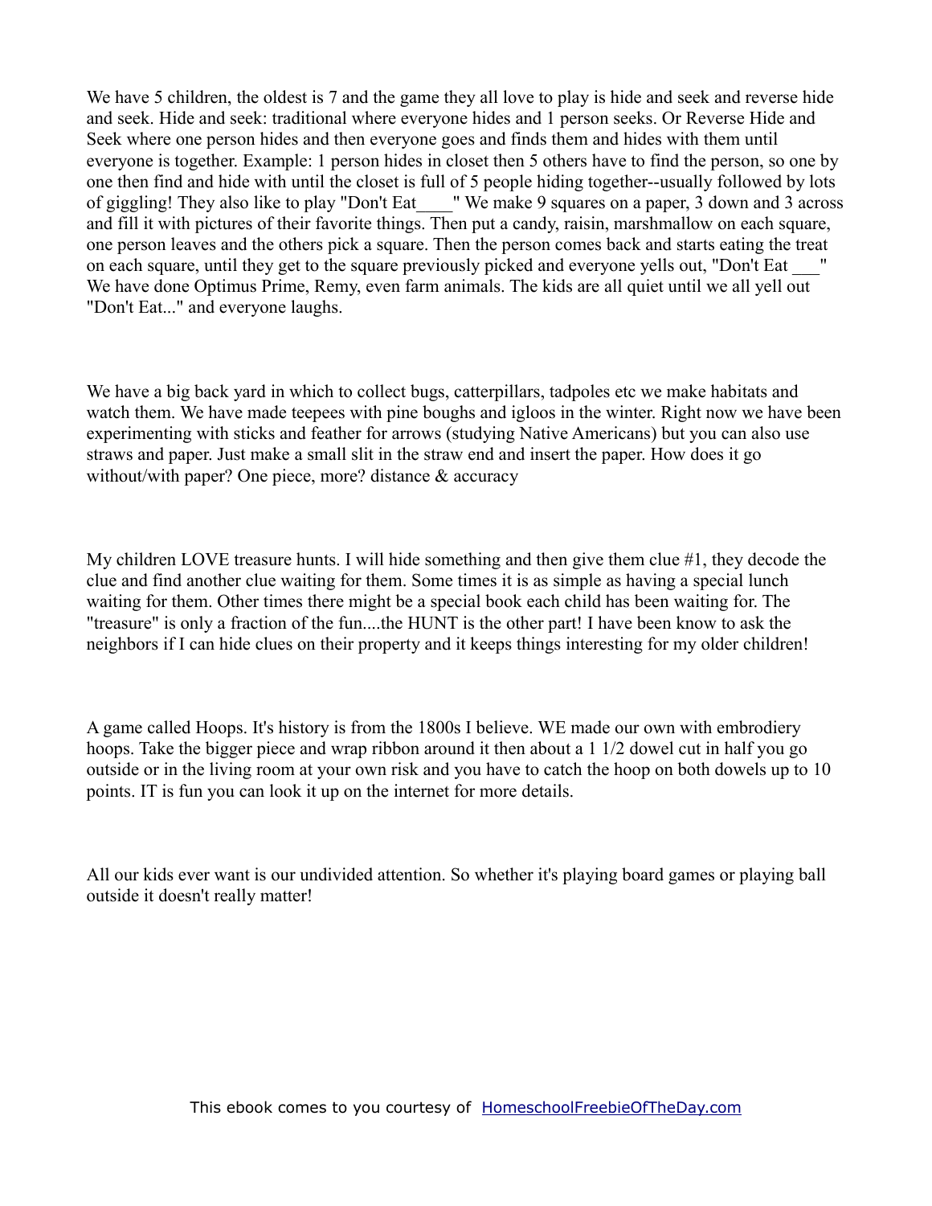We have 5 children, the oldest is 7 and the game they all love to play is hide and seek and reverse hide and seek. Hide and seek: traditional where everyone hides and 1 person seeks. Or Reverse Hide and Seek where one person hides and then everyone goes and finds them and hides with them until everyone is together. Example: 1 person hides in closet then 5 others have to find the person, so one by one then find and hide with until the closet is full of 5 people hiding together--usually followed by lots of giggling! They also like to play "Don't Eat____" We make 9 squares on a paper, 3 down and 3 across and fill it with pictures of their favorite things. Then put a candy, raisin, marshmallow on each square, one person leaves and the others pick a square. Then the person comes back and starts eating the treat on each square, until they get to the square previously picked and everyone yells out, "Don't Eat ___" We have done Optimus Prime, Remy, even farm animals. The kids are all quiet until we all yell out "Don't Eat..." and everyone laughs.

We have a big back yard in which to collect bugs, catterpillars, tadpoles etc we make habitats and watch them. We have made teepees with pine boughs and igloos in the winter. Right now we have been experimenting with sticks and feather for arrows (studying Native Americans) but you can also use straws and paper. Just make a small slit in the straw end and insert the paper. How does it go without/with paper? One piece, more? distance & accuracy

My children LOVE treasure hunts. I will hide something and then give them clue #1, they decode the clue and find another clue waiting for them. Some times it is as simple as having a special lunch waiting for them. Other times there might be a special book each child has been waiting for. The "treasure" is only a fraction of the fun....the HUNT is the other part! I have been know to ask the neighbors if I can hide clues on their property and it keeps things interesting for my older children!

A game called Hoops. It's history is from the 1800s I believe. WE made our own with embrodiery hoops. Take the bigger piece and wrap ribbon around it then about a 1 1/2 dowel cut in half you go outside or in the living room at your own risk and you have to catch the hoop on both dowels up to 10 points. IT is fun you can look it up on the internet for more details.

All our kids ever want is our undivided attention. So whether it's playing board games or playing ball outside it doesn't really matter!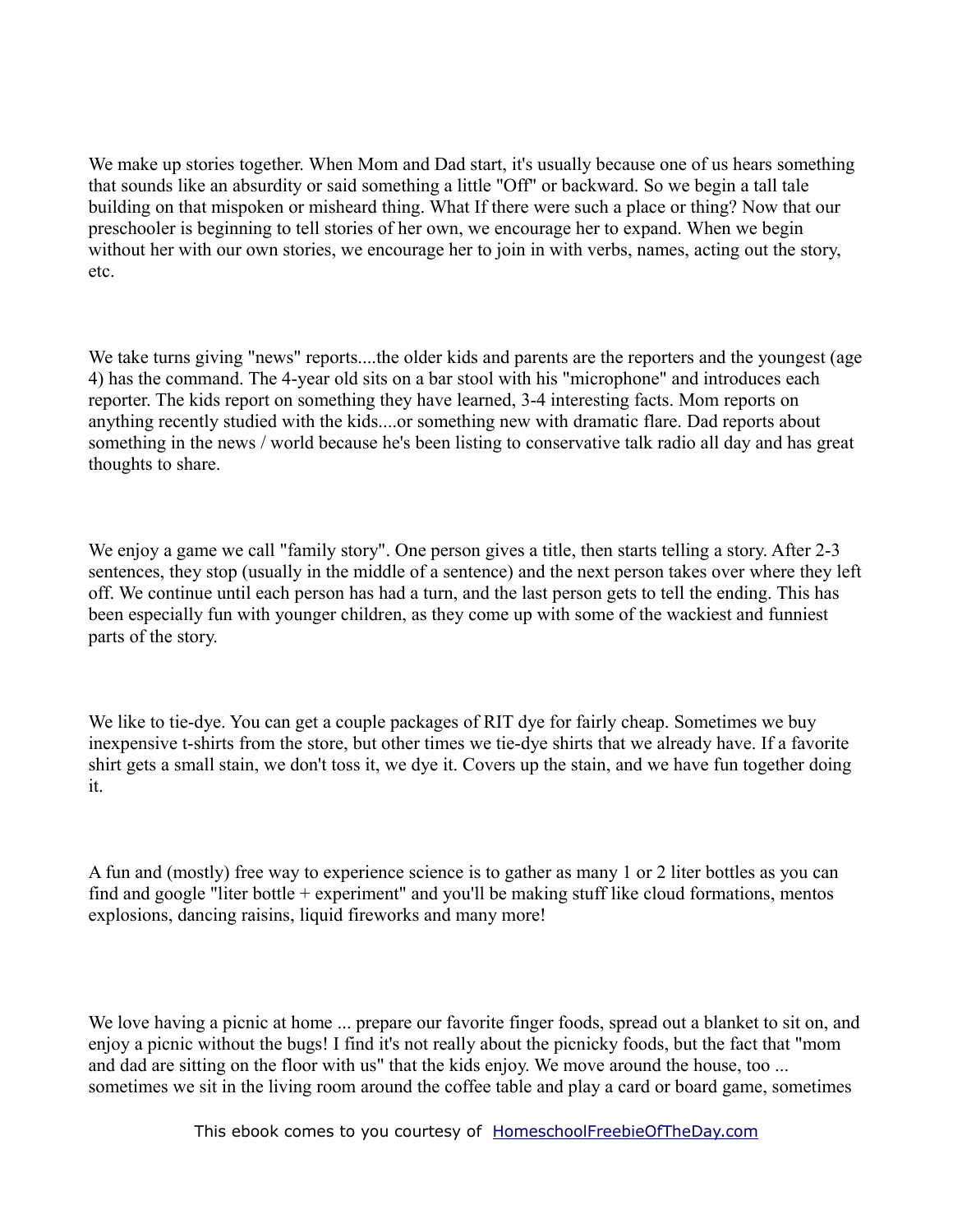We make up stories together. When Mom and Dad start, it's usually because one of us hears something that sounds like an absurdity or said something a little "Off" or backward. So we begin a tall tale building on that mispoken or misheard thing. What If there were such a place or thing? Now that our preschooler is beginning to tell stories of her own, we encourage her to expand. When we begin without her with our own stories, we encourage her to join in with verbs, names, acting out the story, etc.

We take turns giving "news" reports....the older kids and parents are the reporters and the youngest (age 4) has the command. The 4-year old sits on a bar stool with his "microphone" and introduces each reporter. The kids report on something they have learned, 3-4 interesting facts. Mom reports on anything recently studied with the kids....or something new with dramatic flare. Dad reports about something in the news / world because he's been listing to conservative talk radio all day and has great thoughts to share.

We enjoy a game we call "family story". One person gives a title, then starts telling a story. After 2-3 sentences, they stop (usually in the middle of a sentence) and the next person takes over where they left off. We continue until each person has had a turn, and the last person gets to tell the ending. This has been especially fun with younger children, as they come up with some of the wackiest and funniest parts of the story.

We like to tie-dye. You can get a couple packages of RIT dye for fairly cheap. Sometimes we buy inexpensive t-shirts from the store, but other times we tie-dye shirts that we already have. If a favorite shirt gets a small stain, we don't toss it, we dye it. Covers up the stain, and we have fun together doing it.

A fun and (mostly) free way to experience science is to gather as many 1 or 2 liter bottles as you can find and google "liter bottle + experiment" and you'll be making stuff like cloud formations, mentos explosions, dancing raisins, liquid fireworks and many more!

We love having a picnic at home ... prepare our favorite finger foods, spread out a blanket to sit on, and enjoy a picnic without the bugs! I find it's not really about the picnicky foods, but the fact that "mom and dad are sitting on the floor with us" that the kids enjoy. We move around the house, too ... sometimes we sit in the living room around the coffee table and play a card or board game, sometimes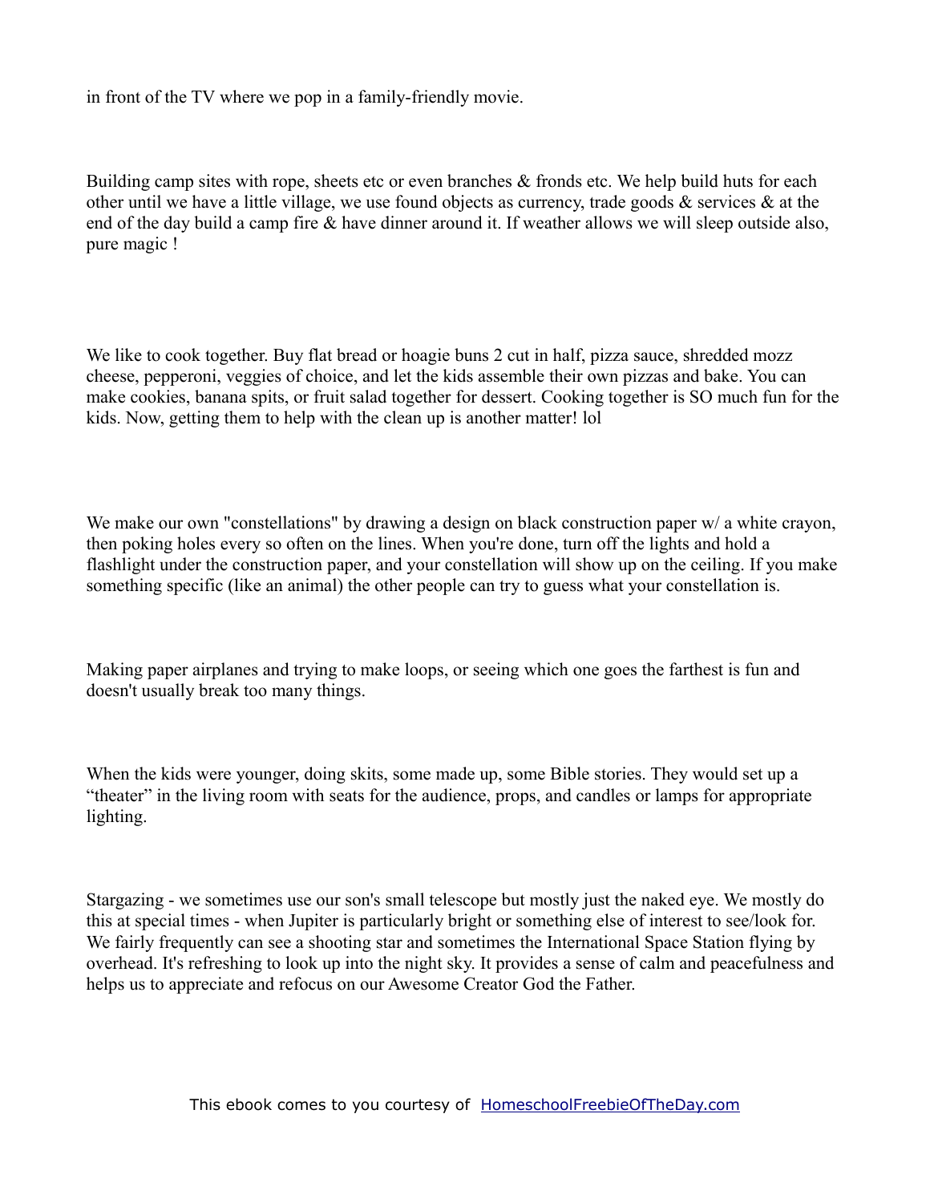in front of the TV where we pop in a family-friendly movie.

Building camp sites with rope, sheets etc or even branches & fronds etc. We help build huts for each other until we have a little village, we use found objects as currency, trade goods & services & at the end of the day build a camp fire & have dinner around it. If weather allows we will sleep outside also, pure magic !

We like to cook together. Buy flat bread or hoagie buns 2 cut in half, pizza sauce, shredded mozz cheese, pepperoni, veggies of choice, and let the kids assemble their own pizzas and bake. You can make cookies, banana spits, or fruit salad together for dessert. Cooking together is SO much fun for the kids. Now, getting them to help with the clean up is another matter! lol

We make our own "constellations" by drawing a design on black construction paper w/ a white crayon, then poking holes every so often on the lines. When you're done, turn off the lights and hold a flashlight under the construction paper, and your constellation will show up on the ceiling. If you make something specific (like an animal) the other people can try to guess what your constellation is.

Making paper airplanes and trying to make loops, or seeing which one goes the farthest is fun and doesn't usually break too many things.

When the kids were younger, doing skits, some made up, some Bible stories. They would set up a “theater” in the living room with seats for the audience, props, and candles or lamps for appropriate lighting.

Stargazing - we sometimes use our son's small telescope but mostly just the naked eye. We mostly do this at special times - when Jupiter is particularly bright or something else of interest to see/look for. We fairly frequently can see a shooting star and sometimes the International Space Station flying by overhead. It's refreshing to look up into the night sky. It provides a sense of calm and peacefulness and helps us to appreciate and refocus on our Awesome Creator God the Father.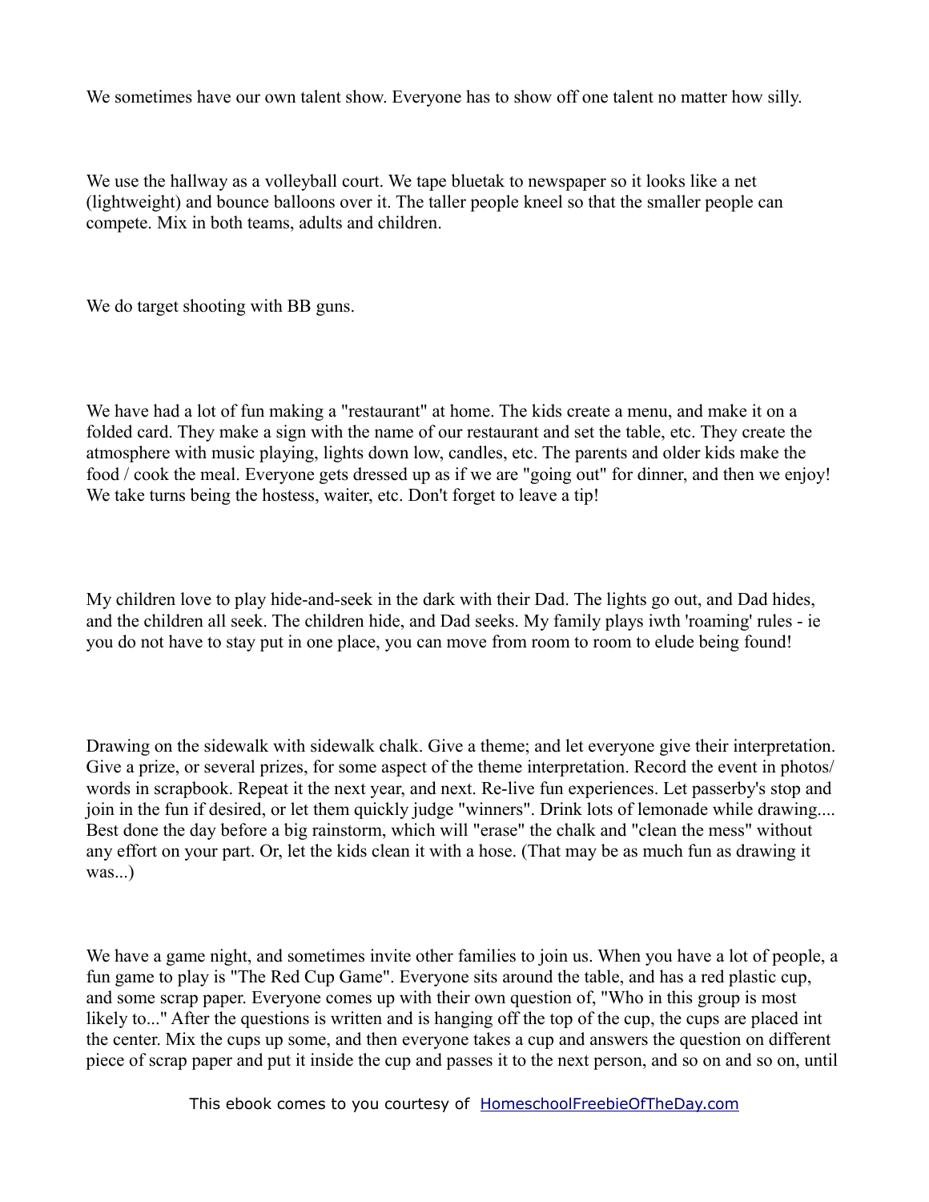We sometimes have our own talent show. Everyone has to show off one talent no matter how silly.

We use the hallway as a volleyball court. We tape bluetak to newspaper so it looks like a net (lightweight) and bounce balloons over it. The taller people kneel so that the smaller people can compete. Mix in both teams, adults and children.

We do target shooting with BB guns.

We have had a lot of fun making a "restaurant" at home. The kids create a menu, and make it on a folded card. They make a sign with the name of our restaurant and set the table, etc. They create the atmosphere with music playing, lights down low, candles, etc. The parents and older kids make the food / cook the meal. Everyone gets dressed up as if we are "going out" for dinner, and then we enjoy! We take turns being the hostess, waiter, etc. Don't forget to leave a tip!

My children love to play hide-and-seek in the dark with their Dad. The lights go out, and Dad hides, and the children all seek. The children hide, and Dad seeks. My family plays iwth 'roaming' rules - ie you do not have to stay put in one place, you can move from room to room to elude being found!

Drawing on the sidewalk with sidewalk chalk. Give a theme; and let everyone give their interpretation. Give a prize, or several prizes, for some aspect of the theme interpretation. Record the event in photos/ words in scrapbook. Repeat it the next year, and next. Re-live fun experiences. Let passerby's stop and join in the fun if desired, or let them quickly judge "winners". Drink lots of lemonade while drawing.... Best done the day before a big rainstorm, which will "erase" the chalk and "clean the mess" without any effort on your part. Or, let the kids clean it with a hose. (That may be as much fun as drawing it was...)

We have a game night, and sometimes invite other families to join us. When you have a lot of people, a fun game to play is "The Red Cup Game". Everyone sits around the table, and has a red plastic cup, and some scrap paper. Everyone comes up with their own question of, "Who in this group is most likely to..." After the questions is written and is hanging off the top of the cup, the cups are placed int the center. Mix the cups up some, and then everyone takes a cup and answers the question on different piece of scrap paper and put it inside the cup and passes it to the next person, and so on and so on, until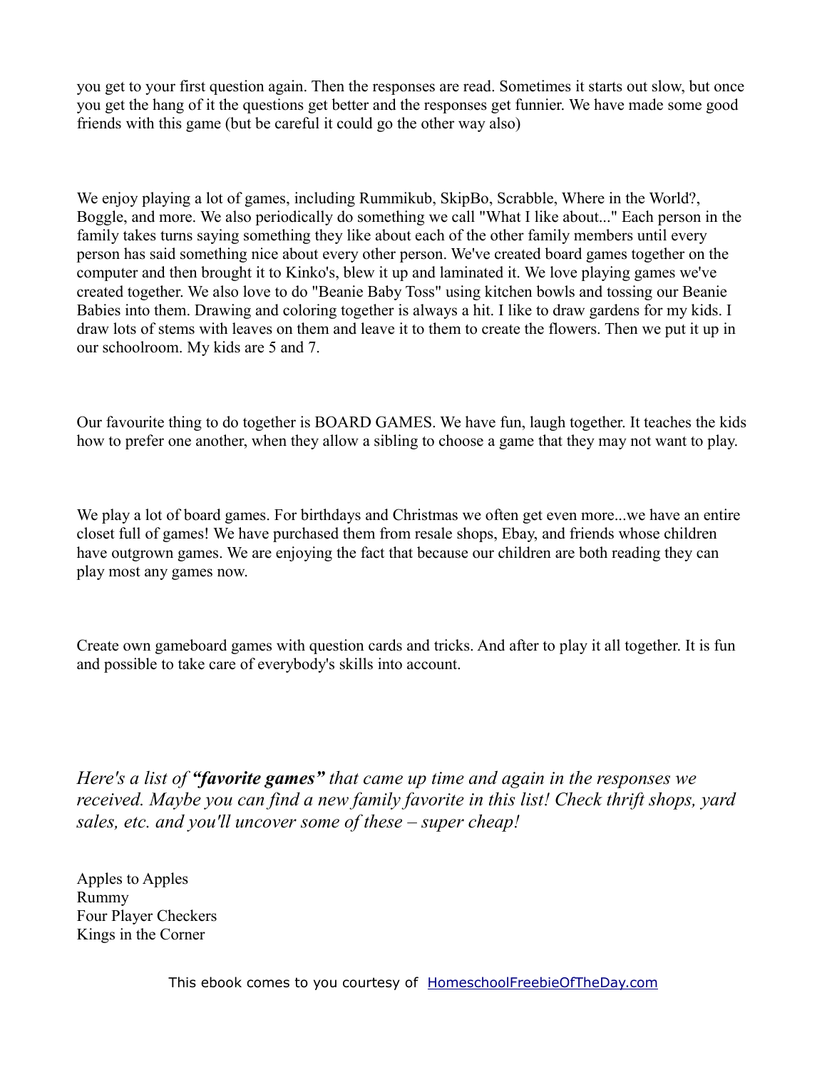you get to your first question again. Then the responses are read. Sometimes it starts out slow, but once you get the hang of it the questions get better and the responses get funnier. We have made some good friends with this game (but be careful it could go the other way also)

We enjoy playing a lot of games, including Rummikub, SkipBo, Scrabble, Where in the World?, Boggle, and more. We also periodically do something we call "What I like about..." Each person in the family takes turns saying something they like about each of the other family members until every person has said something nice about every other person. We've created board games together on the computer and then brought it to Kinko's, blew it up and laminated it. We love playing games we've created together. We also love to do "Beanie Baby Toss" using kitchen bowls and tossing our Beanie Babies into them. Drawing and coloring together is always a hit. I like to draw gardens for my kids. I draw lots of stems with leaves on them and leave it to them to create the flowers. Then we put it up in our schoolroom. My kids are 5 and 7.

Our favourite thing to do together is BOARD GAMES. We have fun, laugh together. It teaches the kids how to prefer one another, when they allow a sibling to choose a game that they may not want to play.

We play a lot of board games. For birthdays and Christmas we often get even more...we have an entire closet full of games! We have purchased them from resale shops, Ebay, and friends whose children have outgrown games. We are enjoying the fact that because our children are both reading they can play most any games now.

Create own gameboard games with question cards and tricks. And after to play it all together. It is fun and possible to take care of everybody's skills into account.

*Here's a list of **"favorite games"** that came up time and again in the responses we received. Maybe you can find a new family favorite in this list! Check thrift shops, yard sales, etc. and you'll uncover some of these – super cheap!*

Apples to Apples
Rummy
Four Player Checkers
Kings in the Corner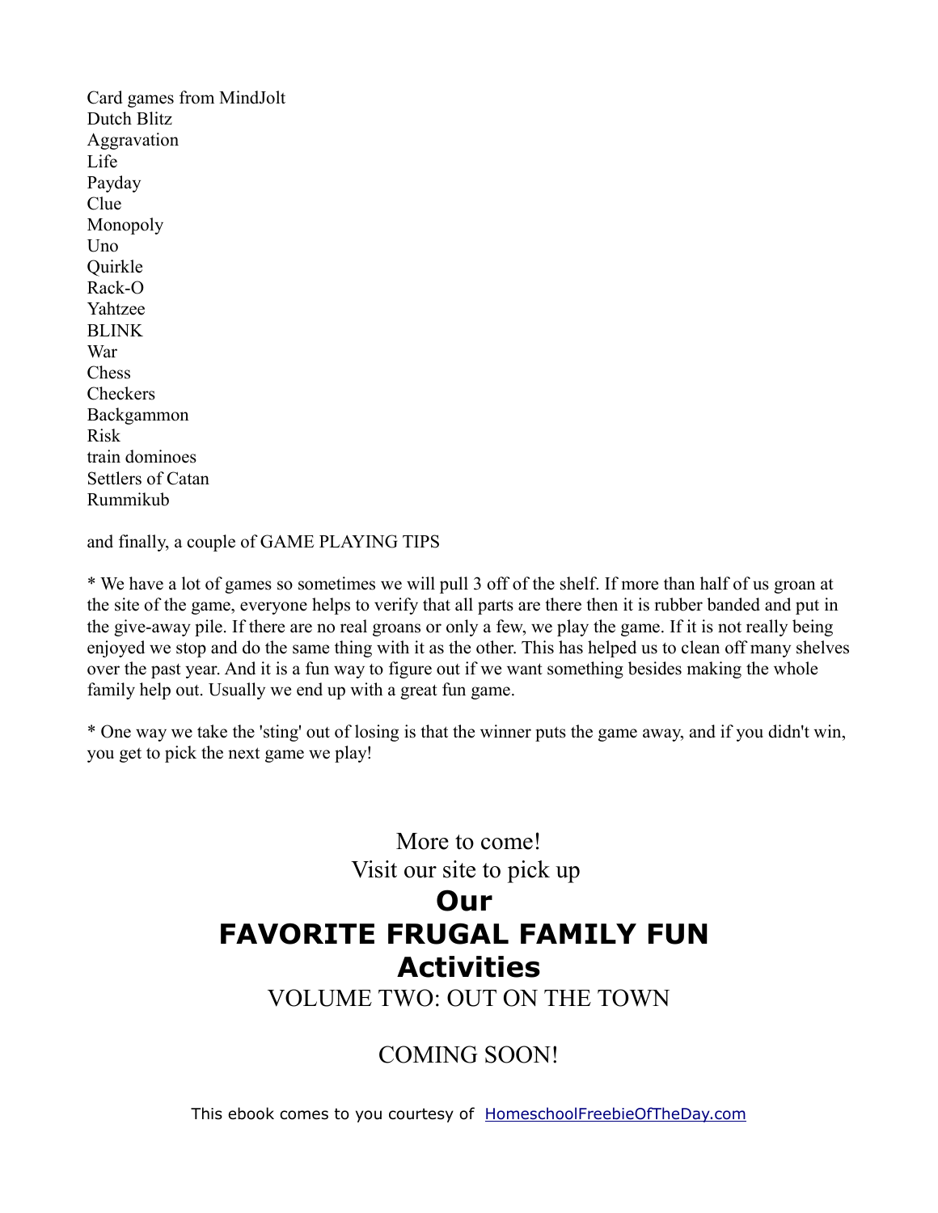Card games from MindJolt
Dutch Blitz
Aggravation
Life
Payday
Clue
Monopoly
Uno
Quirkle
Rack-O
Yahtzee
BLINK
War
Chess
Checkers
Backgammon
Risk
train dominoes
Settlers of Catan
Rummikub

and finally, a couple of GAME PLAYING TIPS

* We have a lot of games so sometimes we will pull 3 off of the shelf. If more than half of us groan at the site of the game, everyone helps to verify that all parts are there then it is rubber banded and put in the give-away pile. If there are no real groans or only a few, we play the game. If it is not really being enjoyed we stop and do the same thing with it as the other. This has helped us to clean off many shelves over the past year. And it is a fun way to figure out if we want something besides making the whole family help out. Usually we end up with a great fun game.

* One way we take the 'sting' out of losing is that the winner puts the game away, and if you didn't win, you get to pick the next game we play!

More to come!
Visit our site to pick up

## Our
## FAVORITE FRUGAL FAMILY FUN
## Activities

VOLUME TWO: OUT ON THE TOWN

COMING SOON!

This ebook comes to you courtesy of [HomeschoolFreebieOfTheDay.com](HomeschoolFreebieOfTheDay.com)